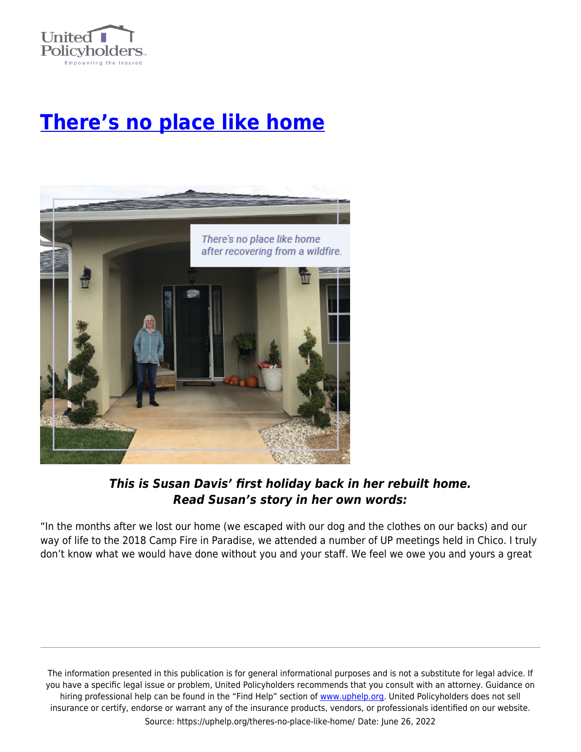# [There's no place like home](https://uphelp.org/theres-no-place-like-home/)

***This is Susan Davis' first holiday back in her rebuilt home. Read Susan's story in her own words:***

"In the months after we lost our home (we escaped with our dog and the clothes on our backs) and our way of life to the 2018 Camp Fire in Paradise, we attended a number of UP meetings held in Chico. I truly don't know what we would have done without you and your staff. We feel we owe you and yours a great

---

The information presented in this publication is for general informational purposes and is not a substitute for legal advice. If you have a specific legal issue or problem, United Policyholders recommends that you consult with an attorney. Guidance on hiring professional help can be found in the "Find Help" section of [www.uphelp.org](http://www.uphelp.org). United Policyholders does not sell insurance or certify, endorse or warrant any of the insurance products, vendors, or professionals identified on our website.

Source: https://uphelp.org/theres-no-place-like-home/ Date: June 26, 2022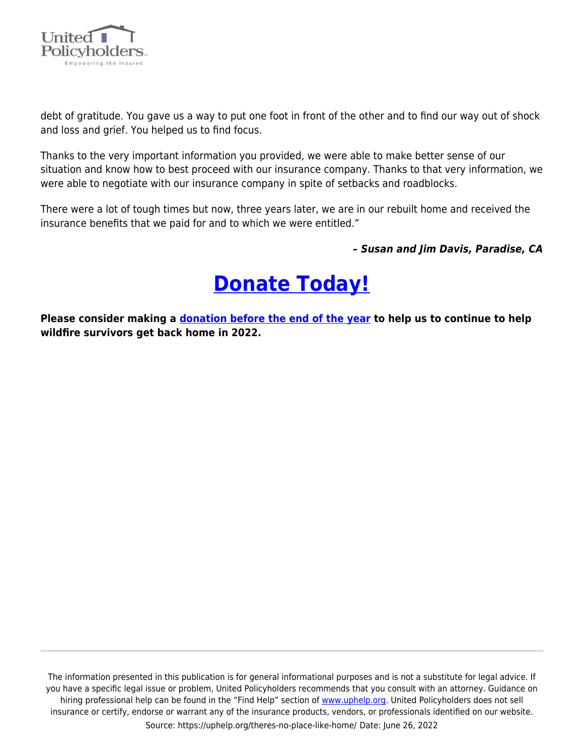debt of gratitude. You gave us a way to put one foot in front of the other and to find our way out of shock and loss and grief. You helped us to find focus.

Thanks to the very important information you provided, we were able to make better sense of our situation and know how to best proceed with our insurance company. Thanks to that very information, we were able to negotiate with our insurance company in spite of setbacks and roadblocks.

There were a lot of tough times but now, three years later, we are in our rebuilt home and received the insurance benefits that we paid for and to which we were entitled."

***– Susan and Jim Davis, Paradise, CA***

# Donate Today!

**Please consider making a donation before the end of the year to help us to continue to help wildfire survivors get back home in 2022.**

The information presented in this publication is for general informational purposes and is not a substitute for legal advice. If you have a specific legal issue or problem, United Policyholders recommends that you consult with an attorney. Guidance on hiring professional help can be found in the "Find Help" section of www.uphelp.org. United Policyholders does not sell insurance or certify, endorse or warrant any of the insurance products, vendors, or professionals identified on our website.

Source: https://uphelp.org/theres-no-place-like-home/ Date: June 26, 2022